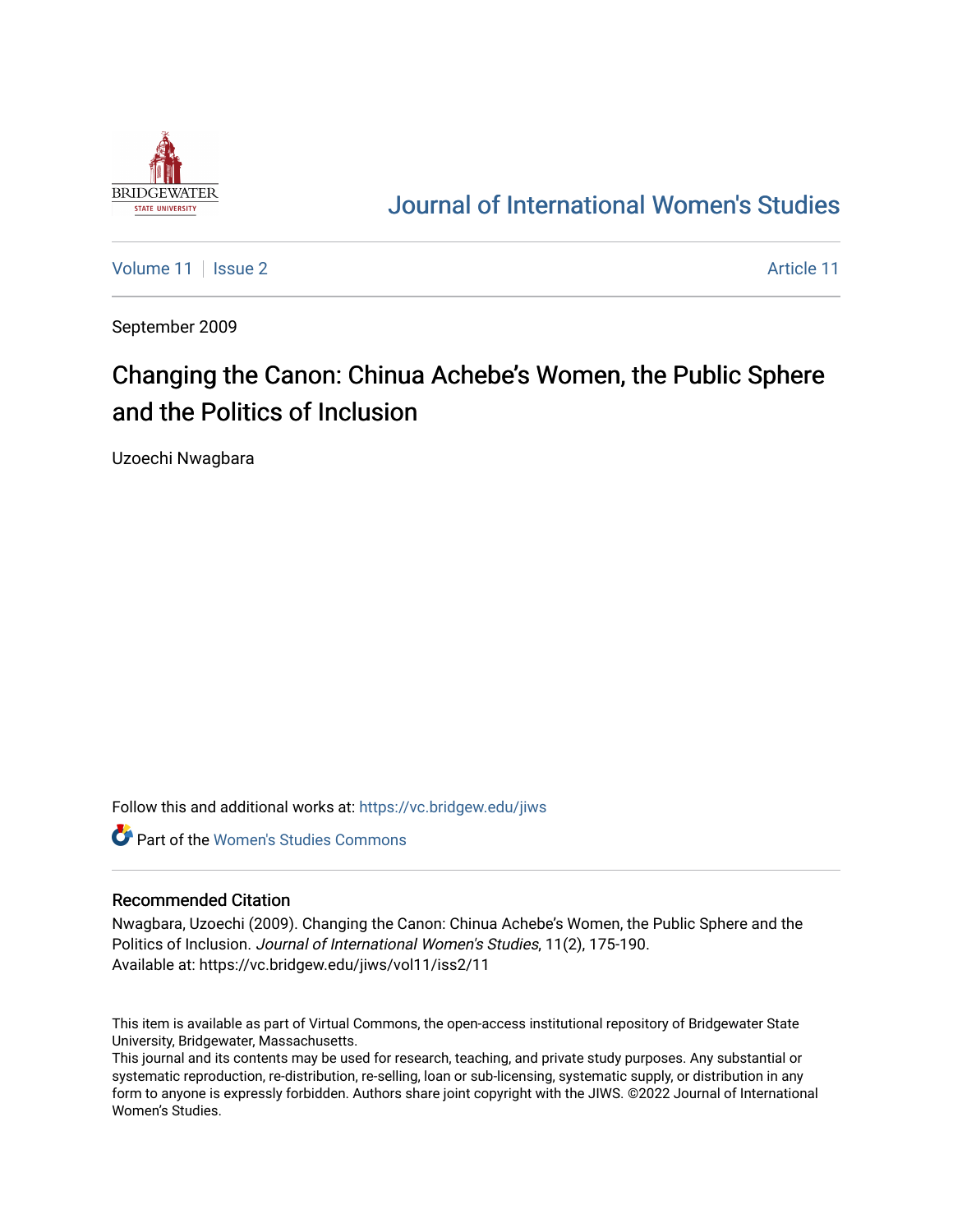Journal of International Women's Studies

Volume 11 | Issue 2 | Article 11

September 2009

# Changing the Canon: Chinua Achebe's Women, the Public Sphere and the Politics of Inclusion

Uzoechi Nwagbara

Follow this and additional works at: https://vc.bridgew.edu/jiws

Part of the Women's Studies Commons

### Recommended Citation

Nwagbara, Uzoechi (2009). Changing the Canon: Chinua Achebe's Women, the Public Sphere and the Politics of Inclusion. *Journal of International Women's Studies*, 11(2), 175-190.
Available at: https://vc.bridgew.edu/jiws/vol11/iss2/11

This item is available as part of Virtual Commons, the open-access institutional repository of Bridgewater State University, Bridgewater, Massachusetts.
This journal and its contents may be used for research, teaching, and private study purposes. Any substantial or systematic reproduction, re-distribution, re-selling, loan or sub-licensing, systematic supply, or distribution in any form to anyone is expressly forbidden. Authors share joint copyright with the JIWS. ©2022 Journal of International Women's Studies.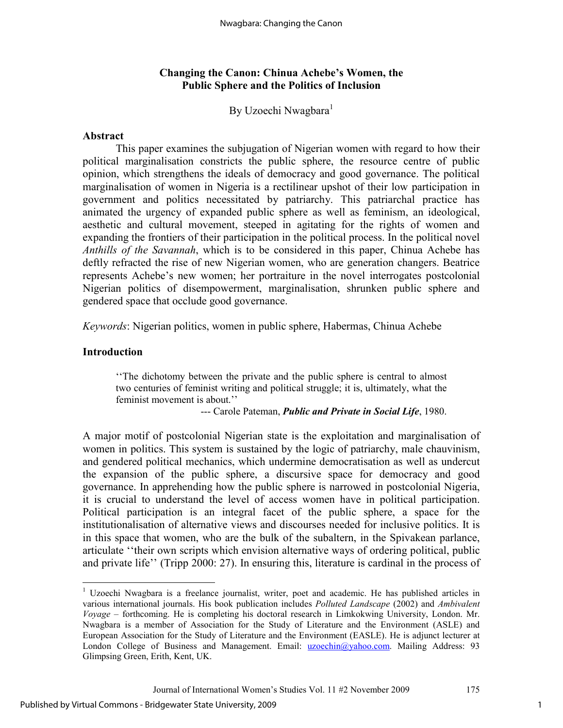# Changing the Canon: Chinua Achebe's Women, the Public Sphere and the Politics of Inclusion

By Uzoechi Nwagbara[1]

## Abstract

This paper examines the subjugation of Nigerian women with regard to how their political marginalisation constricts the public sphere, the resource centre of public opinion, which strengthens the ideals of democracy and good governance. The political marginalisation of women in Nigeria is a rectilinear upshot of their low participation in government and politics necessitated by patriarchy. This patriarchal practice has animated the urgency of expanded public sphere as well as feminism, an ideological, aesthetic and cultural movement, steeped in agitating for the rights of women and expanding the frontiers of their participation in the political process. In the political novel *Anthills of the Savannah*, which is to be considered in this paper, Chinua Achebe has deftly refracted the rise of new Nigerian women, who are generation changers. Beatrice represents Achebe's new women; her portraiture in the novel interrogates postcolonial Nigerian politics of disempowerment, marginalisation, shrunken public sphere and gendered space that occlude good governance.

*Keywords*: Nigerian politics, women in public sphere, Habermas, Chinua Achebe

## Introduction

> ''The dichotomy between the private and the public sphere is central to almost two centuries of feminist writing and political struggle; it is, ultimately, what the feminist movement is about.''
>
> --- Carole Pateman, ***Public and Private in Social Life***, 1980.

A major motif of postcolonial Nigerian state is the exploitation and marginalisation of women in politics. This system is sustained by the logic of patriarchy, male chauvinism, and gendered political mechanics, which undermine democratisation as well as undercut the expansion of the public sphere, a discursive space for democracy and good governance. In apprehending how the public sphere is narrowed in postcolonial Nigeria, it is crucial to understand the level of access women have in political participation. Political participation is an integral facet of the public sphere, a space for the institutionalisation of alternative views and discourses needed for inclusive politics. It is in this space that women, who are the bulk of the subaltern, in the Spivakean parlance, articulate ''their own scripts which envision alternative ways of ordering political, public and private life'' (Tripp 2000: 27). In ensuring this, literature is cardinal in the process of

---

[1] Uzoechi Nwagbara is a freelance journalist, writer, poet and academic. He has published articles in various international journals. His book publication includes *Polluted Landscape* (2002) and *Ambivalent Voyage* – forthcoming. He is completing his doctoral research in Limkokwing University, London. Mr. Nwagbara is a member of Association for the Study of Literature and the Environment (ASLE) and European Association for the Study of Literature and the Environment (EASLE). He is adjunct lecturer at London College of Business and Management. Email: uzoechin@yahoo.com. Mailing Address: 93 Glimpsing Green, Erith, Kent, UK.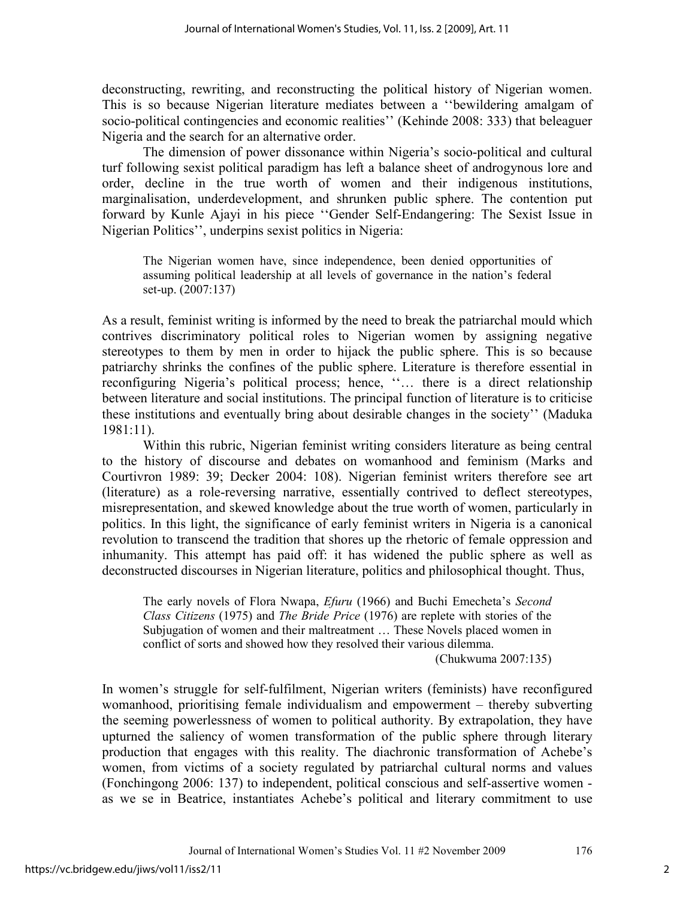deconstructing, rewriting, and reconstructing the political history of Nigerian women. This is so because Nigerian literature mediates between a ''bewildering amalgam of socio-political contingencies and economic realities'' (Kehinde 2008: 333) that beleaguer Nigeria and the search for an alternative order.

The dimension of power dissonance within Nigeria's socio-political and cultural turf following sexist political paradigm has left a balance sheet of androgynous lore and order, decline in the true worth of women and their indigenous institutions, marginalisation, underdevelopment, and shrunken public sphere. The contention put forward by Kunle Ajayi in his piece ''Gender Self-Endangering: The Sexist Issue in Nigerian Politics'', underpins sexist politics in Nigeria:

> The Nigerian women have, since independence, been denied opportunities of assuming political leadership at all levels of governance in the nation's federal set-up. (2007:137)

As a result, feminist writing is informed by the need to break the patriarchal mould which contrives discriminatory political roles to Nigerian women by assigning negative stereotypes to them by men in order to hijack the public sphere. This is so because patriarchy shrinks the confines of the public sphere. Literature is therefore essential in reconfiguring Nigeria's political process; hence, ''… there is a direct relationship between literature and social institutions. The principal function of literature is to criticise these institutions and eventually bring about desirable changes in the society'' (Maduka 1981:11).

Within this rubric, Nigerian feminist writing considers literature as being central to the history of discourse and debates on womanhood and feminism (Marks and Courtivron 1989: 39; Decker 2004: 108). Nigerian feminist writers therefore see art (literature) as a role-reversing narrative, essentially contrived to deflect stereotypes, misrepresentation, and skewed knowledge about the true worth of women, particularly in politics. In this light, the significance of early feminist writers in Nigeria is a canonical revolution to transcend the tradition that shores up the rhetoric of female oppression and inhumanity. This attempt has paid off: it has widened the public sphere as well as deconstructed discourses in Nigerian literature, politics and philosophical thought. Thus,

> The early novels of Flora Nwapa, *Efuru* (1966) and Buchi Emecheta's *Second Class Citizens* (1975) and *The Bride Price* (1976) are replete with stories of the Subjugation of women and their maltreatment … These Novels placed women in conflict of sorts and showed how they resolved their various dilemma.
>
> (Chukwuma 2007:135)

In women's struggle for self-fulfilment, Nigerian writers (feminists) have reconfigured womanhood, prioritising female individualism and empowerment – thereby subverting the seeming powerlessness of women to political authority. By extrapolation, they have upturned the saliency of women transformation of the public sphere through literary production that engages with this reality. The diachronic transformation of Achebe's women, from victims of a society regulated by patriarchal cultural norms and values (Fonchingong 2006: 137) to independent, political conscious and self-assertive women - as we se in Beatrice, instantiates Achebe's political and literary commitment to use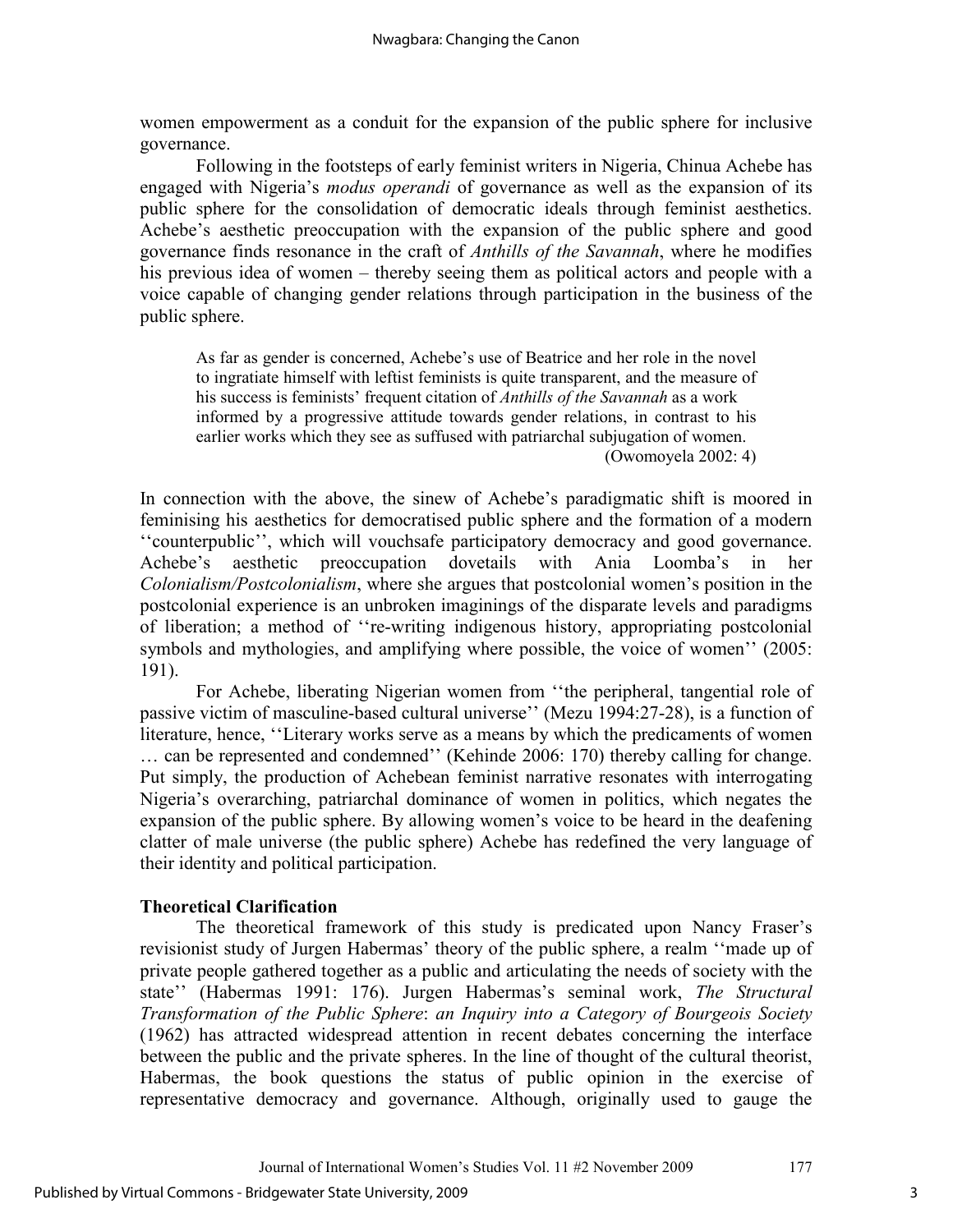women empowerment as a conduit for the expansion of the public sphere for inclusive governance.

Following in the footsteps of early feminist writers in Nigeria, Chinua Achebe has engaged with Nigeria's *modus operandi* of governance as well as the expansion of its public sphere for the consolidation of democratic ideals through feminist aesthetics. Achebe's aesthetic preoccupation with the expansion of the public sphere and good governance finds resonance in the craft of *Anthills of the Savannah*, where he modifies his previous idea of women – thereby seeing them as political actors and people with a voice capable of changing gender relations through participation in the business of the public sphere.

> As far as gender is concerned, Achebe's use of Beatrice and her role in the novel to ingratiate himself with leftist feminists is quite transparent, and the measure of his success is feminists' frequent citation of *Anthills of the Savannah* as a work informed by a progressive attitude towards gender relations, in contrast to his earlier works which they see as suffused with patriarchal subjugation of women. (Owomoyela 2002: 4)

In connection with the above, the sinew of Achebe's paradigmatic shift is moored in feminising his aesthetics for democratised public sphere and the formation of a modern ''counterpublic'', which will vouchsafe participatory democracy and good governance. Achebe's aesthetic preoccupation dovetails with Ania Loomba's in her *Colonialism/Postcolonialism*, where she argues that postcolonial women's position in the postcolonial experience is an unbroken imaginings of the disparate levels and paradigms of liberation; a method of ''re-writing indigenous history, appropriating postcolonial symbols and mythologies, and amplifying where possible, the voice of women'' (2005: 191).

For Achebe, liberating Nigerian women from ''the peripheral, tangential role of passive victim of masculine-based cultural universe'' (Mezu 1994:27-28), is a function of literature, hence, ''Literary works serve as a means by which the predicaments of women … can be represented and condemned'' (Kehinde 2006: 170) thereby calling for change. Put simply, the production of Achebean feminist narrative resonates with interrogating Nigeria's overarching, patriarchal dominance of women in politics, which negates the expansion of the public sphere. By allowing women's voice to be heard in the deafening clatter of male universe (the public sphere) Achebe has redefined the very language of their identity and political participation.

**Theoretical Clarification**

The theoretical framework of this study is predicated upon Nancy Fraser's revisionist study of Jurgen Habermas' theory of the public sphere, a realm ''made up of private people gathered together as a public and articulating the needs of society with the state'' (Habermas 1991: 176). Jurgen Habermas's seminal work, *The Structural Transformation of the Public Sphere*: *an Inquiry into a Category of Bourgeois Society* (1962) has attracted widespread attention in recent debates concerning the interface between the public and the private spheres. In the line of thought of the cultural theorist, Habermas, the book questions the status of public opinion in the exercise of representative democracy and governance. Although, originally used to gauge the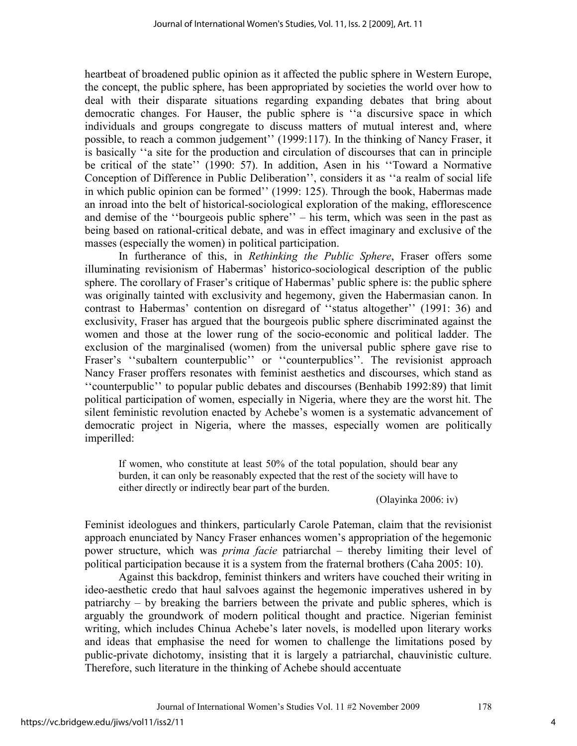heartbeat of broadened public opinion as it affected the public sphere in Western Europe, the concept, the public sphere, has been appropriated by societies the world over how to deal with their disparate situations regarding expanding debates that bring about democratic changes. For Hauser, the public sphere is ''a discursive space in which individuals and groups congregate to discuss matters of mutual interest and, where possible, to reach a common judgement'' (1999:117). In the thinking of Nancy Fraser, it is basically ''a site for the production and circulation of discourses that can in principle be critical of the state'' (1990: 57). In addition, Asen in his ''Toward a Normative Conception of Difference in Public Deliberation'', considers it as ''a realm of social life in which public opinion can be formed'' (1999: 125). Through the book, Habermas made an inroad into the belt of historical-sociological exploration of the making, efflorescence and demise of the ''bourgeois public sphere'' – his term, which was seen in the past as being based on rational-critical debate, and was in effect imaginary and exclusive of the masses (especially the women) in political participation.

In furtherance of this, in *Rethinking the Public Sphere*, Fraser offers some illuminating revisionism of Habermas' historico-sociological description of the public sphere. The corollary of Fraser's critique of Habermas' public sphere is: the public sphere was originally tainted with exclusivity and hegemony, given the Habermasian canon. In contrast to Habermas' contention on disregard of ''status altogether'' (1991: 36) and exclusivity, Fraser has argued that the bourgeois public sphere discriminated against the women and those at the lower rung of the socio-economic and political ladder. The exclusion of the marginalised (women) from the universal public sphere gave rise to Fraser's ''subaltern counterpublic'' or ''counterpublics''. The revisionist approach Nancy Fraser proffers resonates with feminist aesthetics and discourses, which stand as ''counterpublic'' to popular public debates and discourses (Benhabib 1992:89) that limit political participation of women, especially in Nigeria, where they are the worst hit. The silent feministic revolution enacted by Achebe's women is a systematic advancement of democratic project in Nigeria, where the masses, especially women are politically imperilled:

> If women, who constitute at least 50% of the total population, should bear any burden, it can only be reasonably expected that the rest of the society will have to either directly or indirectly bear part of the burden.
>
> (Olayinka 2006: iv)

Feminist ideologues and thinkers, particularly Carole Pateman, claim that the revisionist approach enunciated by Nancy Fraser enhances women's appropriation of the hegemonic power structure, which was *prima facie* patriarchal – thereby limiting their level of political participation because it is a system from the fraternal brothers (Caha 2005: 10).

Against this backdrop, feminist thinkers and writers have couched their writing in ideo-aesthetic credo that haul salvoes against the hegemonic imperatives ushered in by patriarchy – by breaking the barriers between the private and public spheres, which is arguably the groundwork of modern political thought and practice. Nigerian feminist writing, which includes Chinua Achebe's later novels, is modelled upon literary works and ideas that emphasise the need for women to challenge the limitations posed by public-private dichotomy, insisting that it is largely a patriarchal, chauvinistic culture. Therefore, such literature in the thinking of Achebe should accentuate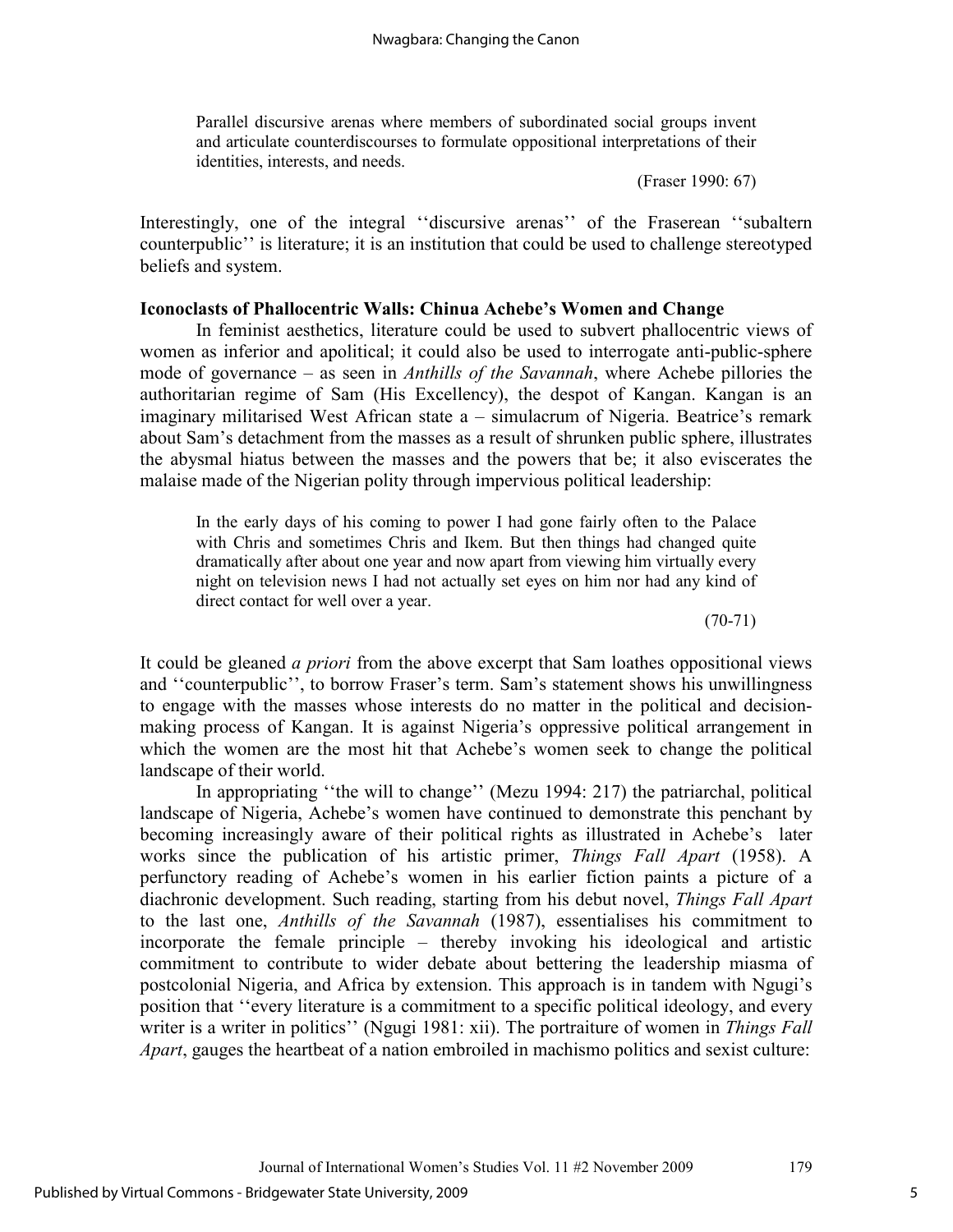> Parallel discursive arenas where members of subordinated social groups invent and articulate counterdiscourses to formulate oppositional interpretations of their identities, interests, and needs.
>
> (Fraser 1990: 67)

Interestingly, one of the integral ''discursive arenas'' of the Fraserean ''subaltern counterpublic'' is literature; it is an institution that could be used to challenge stereotyped beliefs and system.

### Iconoclasts of Phallocentric Walls: Chinua Achebe's Women and Change

In feminist aesthetics, literature could be used to subvert phallocentric views of women as inferior and apolitical; it could also be used to interrogate anti-public-sphere mode of governance – as seen in *Anthills of the Savannah*, where Achebe pillories the authoritarian regime of Sam (His Excellency), the despot of Kangan. Kangan is an imaginary militarised West African state a – simulacrum of Nigeria. Beatrice's remark about Sam's detachment from the masses as a result of shrunken public sphere, illustrates the abysmal hiatus between the masses and the powers that be; it also eviscerates the malaise made of the Nigerian polity through impervious political leadership:

> In the early days of his coming to power I had gone fairly often to the Palace with Chris and sometimes Chris and Ikem. But then things had changed quite dramatically after about one year and now apart from viewing him virtually every night on television news I had not actually set eyes on him nor had any kind of direct contact for well over a year.
>
> (70-71)

It could be gleaned *a priori* from the above excerpt that Sam loathes oppositional views and ''counterpublic'', to borrow Fraser's term. Sam's statement shows his unwillingness to engage with the masses whose interests do no matter in the political and decision-making process of Kangan. It is against Nigeria's oppressive political arrangement in which the women are the most hit that Achebe's women seek to change the political landscape of their world.

In appropriating ''the will to change'' (Mezu 1994: 217) the patriarchal, political landscape of Nigeria, Achebe's women have continued to demonstrate this penchant by becoming increasingly aware of their political rights as illustrated in Achebe's later works since the publication of his artistic primer, *Things Fall Apart* (1958). A perfunctory reading of Achebe's women in his earlier fiction paints a picture of a diachronic development. Such reading, starting from his debut novel, *Things Fall Apart* to the last one, *Anthills of the Savannah* (1987), essentialises his commitment to incorporate the female principle – thereby invoking his ideological and artistic commitment to contribute to wider debate about bettering the leadership miasma of postcolonial Nigeria, and Africa by extension. This approach is in tandem with Ngugi's position that ''every literature is a commitment to a specific political ideology, and every writer is a writer in politics'' (Ngugi 1981: xii). The portraiture of women in *Things Fall Apart*, gauges the heartbeat of a nation embroiled in machismo politics and sexist culture: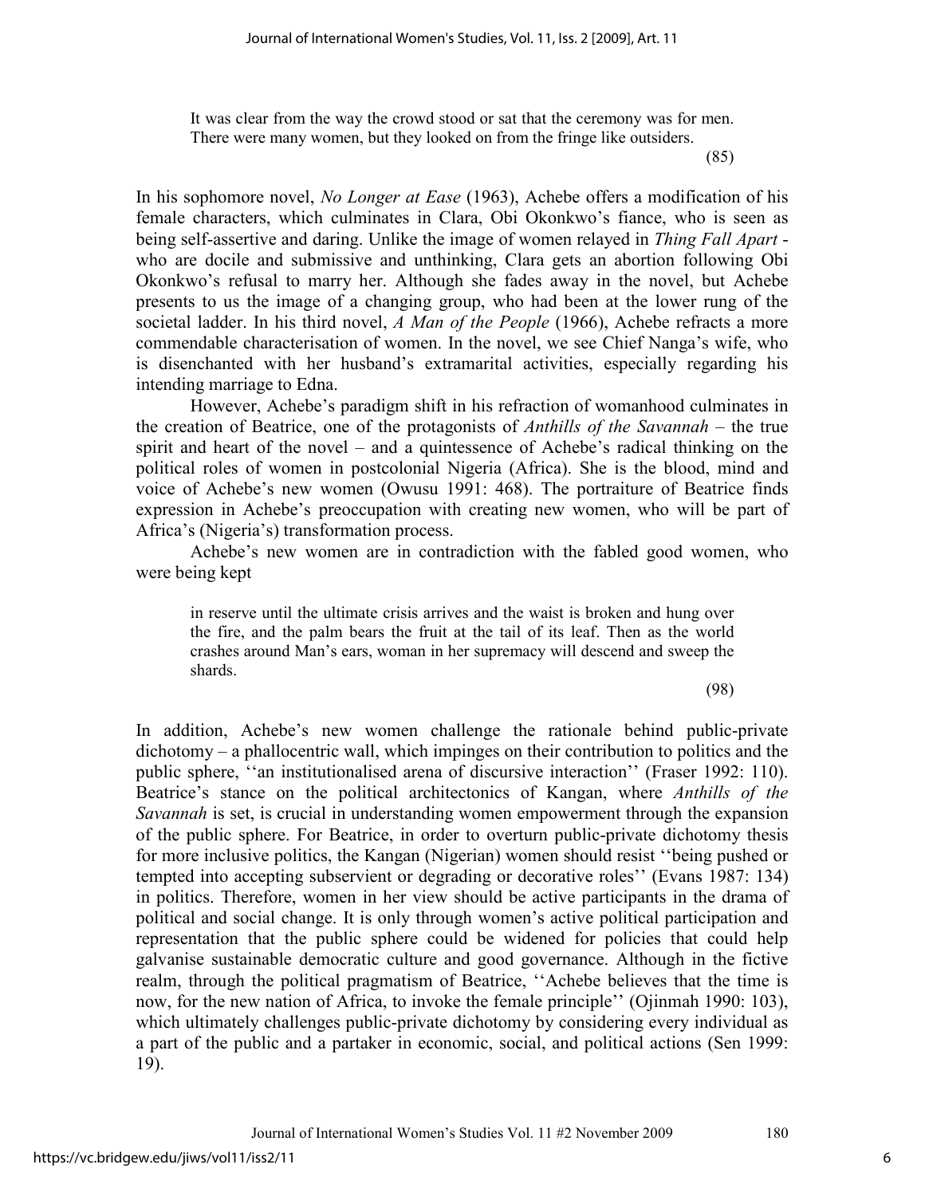> It was clear from the way the crowd stood or sat that the ceremony was for men. There were many women, but they looked on from the fringe like outsiders.
>
> (85)

In his sophomore novel, *No Longer at Ease* (1963), Achebe offers a modification of his female characters, which culminates in Clara, Obi Okonkwo's fiance, who is seen as being self-assertive and daring. Unlike the image of women relayed in *Thing Fall Apart* - who are docile and submissive and unthinking, Clara gets an abortion following Obi Okonkwo's refusal to marry her. Although she fades away in the novel, but Achebe presents to us the image of a changing group, who had been at the lower rung of the societal ladder. In his third novel, *A Man of the People* (1966), Achebe refracts a more commendable characterisation of women. In the novel, we see Chief Nanga's wife, who is disenchanted with her husband's extramarital activities, especially regarding his intending marriage to Edna.

However, Achebe's paradigm shift in his refraction of womanhood culminates in the creation of Beatrice, one of the protagonists of *Anthills of the Savannah* – the true spirit and heart of the novel – and a quintessence of Achebe's radical thinking on the political roles of women in postcolonial Nigeria (Africa). She is the blood, mind and voice of Achebe's new women (Owusu 1991: 468). The portraiture of Beatrice finds expression in Achebe's preoccupation with creating new women, who will be part of Africa's (Nigeria's) transformation process.

Achebe's new women are in contradiction with the fabled good women, who were being kept

> in reserve until the ultimate crisis arrives and the waist is broken and hung over the fire, and the palm bears the fruit at the tail of its leaf. Then as the world crashes around Man's ears, woman in her supremacy will descend and sweep the shards.
>
> (98)

In addition, Achebe's new women challenge the rationale behind public-private dichotomy – a phallocentric wall, which impinges on their contribution to politics and the public sphere, ''an institutionalised arena of discursive interaction'' (Fraser 1992: 110). Beatrice's stance on the political architectonics of Kangan, where *Anthills of the Savannah* is set, is crucial in understanding women empowerment through the expansion of the public sphere. For Beatrice, in order to overturn public-private dichotomy thesis for more inclusive politics, the Kangan (Nigerian) women should resist ''being pushed or tempted into accepting subservient or degrading or decorative roles'' (Evans 1987: 134) in politics. Therefore, women in her view should be active participants in the drama of political and social change. It is only through women's active political participation and representation that the public sphere could be widened for policies that could help galvanise sustainable democratic culture and good governance. Although in the fictive realm, through the political pragmatism of Beatrice, ''Achebe believes that the time is now, for the new nation of Africa, to invoke the female principle'' (Ojinmah 1990: 103), which ultimately challenges public-private dichotomy by considering every individual as a part of the public and a partaker in economic, social, and political actions (Sen 1999: 19).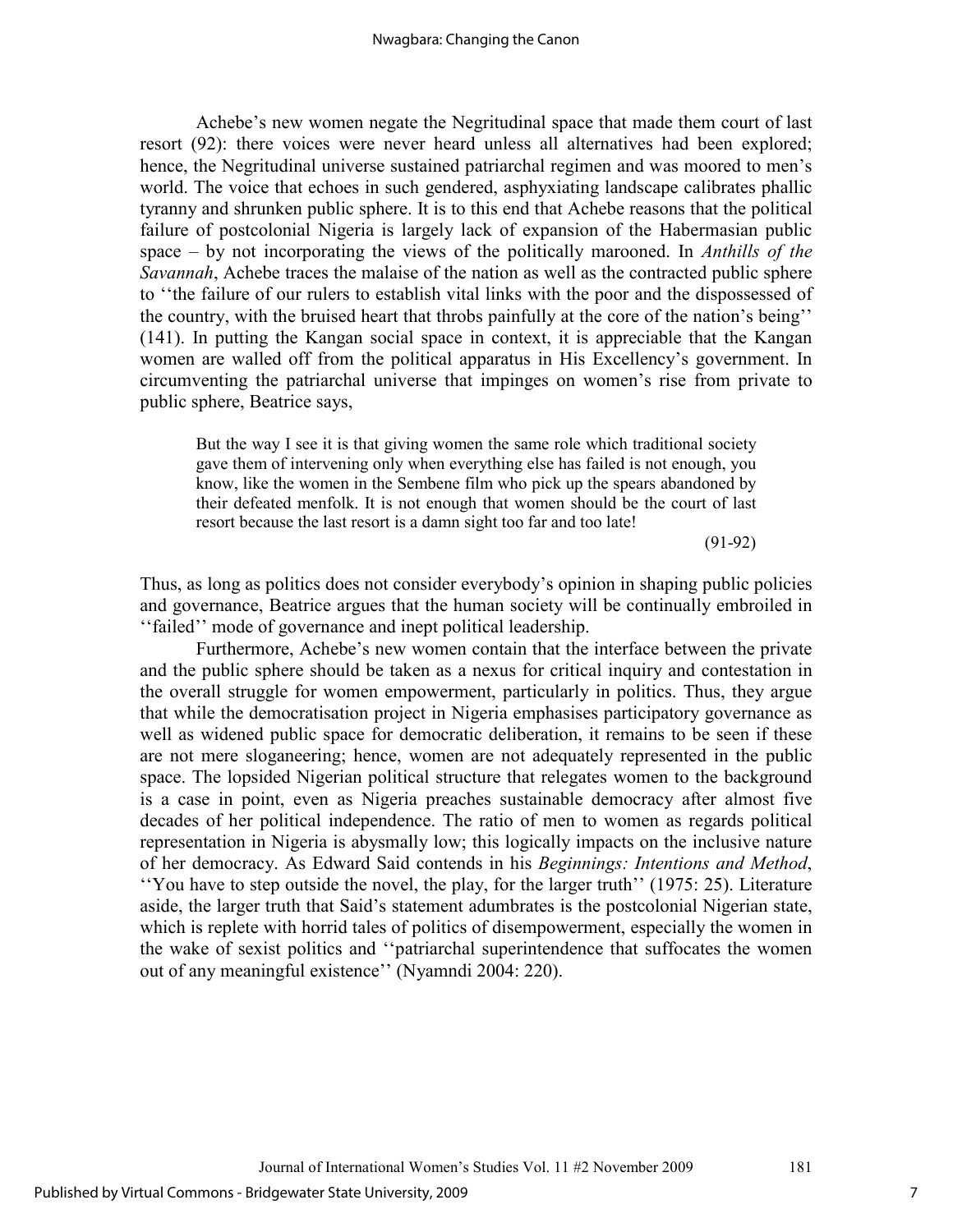Achebe's new women negate the Negritudinal space that made them court of last resort (92): there voices were never heard unless all alternatives had been explored; hence, the Negritudinal universe sustained patriarchal regimen and was moored to men's world. The voice that echoes in such gendered, asphyxiating landscape calibrates phallic tyranny and shrunken public sphere. It is to this end that Achebe reasons that the political failure of postcolonial Nigeria is largely lack of expansion of the Habermasian public space – by not incorporating the views of the politically marooned. In *Anthills of the Savannah*, Achebe traces the malaise of the nation as well as the contracted public sphere to ''the failure of our rulers to establish vital links with the poor and the dispossessed of the country, with the bruised heart that throbs painfully at the core of the nation's being'' (141). In putting the Kangan social space in context, it is appreciable that the Kangan women are walled off from the political apparatus in His Excellency's government. In circumventing the patriarchal universe that impinges on women's rise from private to public sphere, Beatrice says,

> But the way I see it is that giving women the same role which traditional society gave them of intervening only when everything else has failed is not enough, you know, like the women in the Sembene film who pick up the spears abandoned by their defeated menfolk. It is not enough that women should be the court of last resort because the last resort is a damn sight too far and too late!
>
> (91-92)

Thus, as long as politics does not consider everybody's opinion in shaping public policies and governance, Beatrice argues that the human society will be continually embroiled in ''failed'' mode of governance and inept political leadership.

Furthermore, Achebe's new women contain that the interface between the private and the public sphere should be taken as a nexus for critical inquiry and contestation in the overall struggle for women empowerment, particularly in politics. Thus, they argue that while the democratisation project in Nigeria emphasises participatory governance as well as widened public space for democratic deliberation, it remains to be seen if these are not mere sloganeering; hence, women are not adequately represented in the public space. The lopsided Nigerian political structure that relegates women to the background is a case in point, even as Nigeria preaches sustainable democracy after almost five decades of her political independence. The ratio of men to women as regards political representation in Nigeria is abysmally low; this logically impacts on the inclusive nature of her democracy. As Edward Said contends in his *Beginnings: Intentions and Method*, ''You have to step outside the novel, the play, for the larger truth'' (1975: 25). Literature aside, the larger truth that Said's statement adumbrates is the postcolonial Nigerian state, which is replete with horrid tales of politics of disempowerment, especially the women in the wake of sexist politics and ''patriarchal superintendence that suffocates the women out of any meaningful existence'' (Nyamndi 2004: 220).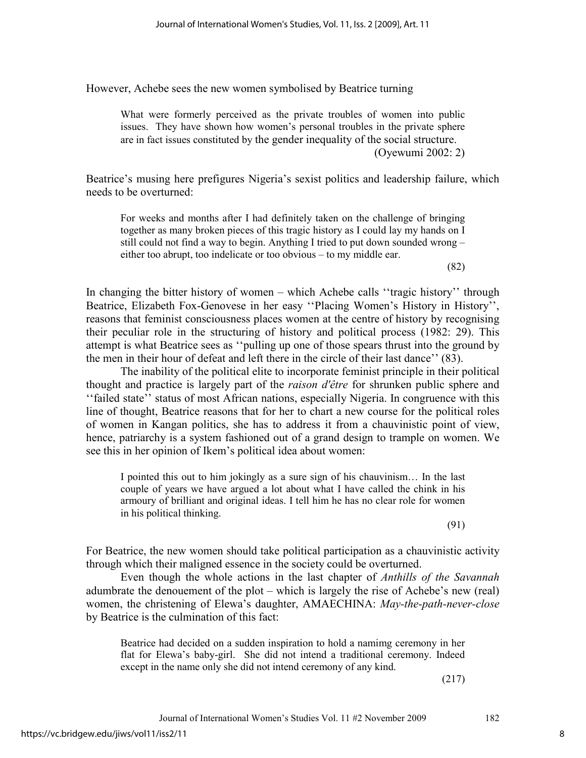However, Achebe sees the new women symbolised by Beatrice turning

> What were formerly perceived as the private troubles of women into public issues. They have shown how women's personal troubles in the private sphere are in fact issues constituted by the gender inequality of the social structure.
> (Oyewumi 2002: 2)

Beatrice's musing here prefigures Nigeria's sexist politics and leadership failure, which needs to be overturned:

> For weeks and months after I had definitely taken on the challenge of bringing together as many broken pieces of this tragic history as I could lay my hands on I still could not find a way to begin. Anything I tried to put down sounded wrong – either too abrupt, too indelicate or too obvious – to my middle ear.
> (82)

In changing the bitter history of women – which Achebe calls ''tragic history'' through Beatrice, Elizabeth Fox-Genovese in her easy ''Placing Women's History in History'', reasons that feminist consciousness places women at the centre of history by recognising their peculiar role in the structuring of history and political process (1982: 29). This attempt is what Beatrice sees as ''pulling up one of those spears thrust into the ground by the men in their hour of defeat and left there in the circle of their last dance'' (83).

The inability of the political elite to incorporate feminist principle in their political thought and practice is largely part of the *raison d'être* for shrunken public sphere and ''failed state'' status of most African nations, especially Nigeria. In congruence with this line of thought, Beatrice reasons that for her to chart a new course for the political roles of women in Kangan politics, she has to address it from a chauvinistic point of view, hence, patriarchy is a system fashioned out of a grand design to trample on women. We see this in her opinion of Ikem's political idea about women:

> I pointed this out to him jokingly as a sure sign of his chauvinism… In the last couple of years we have argued a lot about what I have called the chink in his armoury of brilliant and original ideas. I tell him he has no clear role for women in his political thinking.
> (91)

For Beatrice, the new women should take political participation as a chauvinistic activity through which their maligned essence in the society could be overturned.

Even though the whole actions in the last chapter of *Anthills of the Savannah* adumbrate the denouement of the plot – which is largely the rise of Achebe's new (real) women, the christening of Elewa's daughter, AMAECHINA: *May-the-path-never-close* by Beatrice is the culmination of this fact:

> Beatrice had decided on a sudden inspiration to hold a namimg ceremony in her flat for Elewa's baby-girl. She did not intend a traditional ceremony. Indeed except in the name only she did not intend ceremony of any kind.
> (217)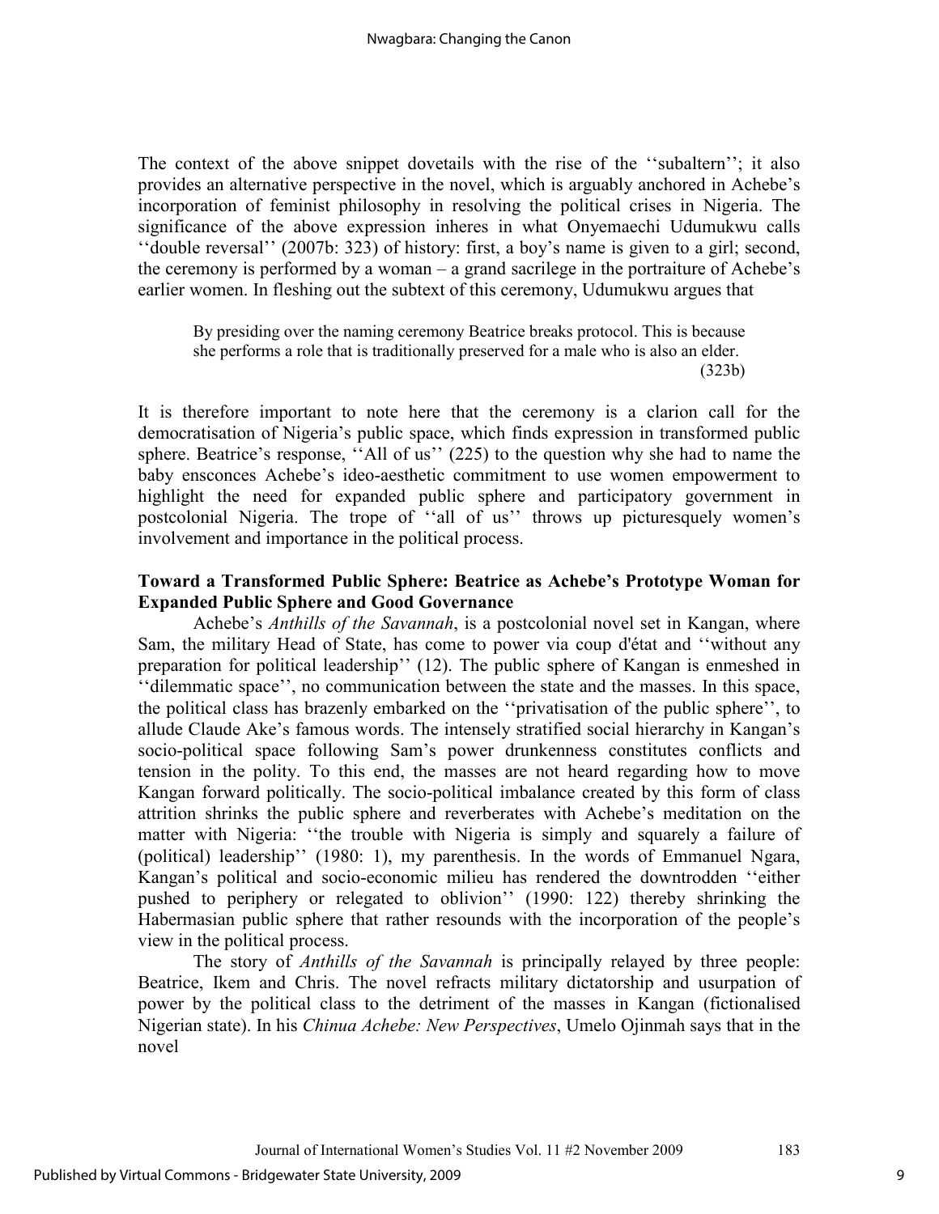The context of the above snippet dovetails with the rise of the ''subaltern''; it also provides an alternative perspective in the novel, which is arguably anchored in Achebe's incorporation of feminist philosophy in resolving the political crises in Nigeria. The significance of the above expression inheres in what Onyemaechi Udumukwu calls ''double reversal'' (2007b: 323) of history: first, a boy's name is given to a girl; second, the ceremony is performed by a woman – a grand sacrilege in the portraiture of Achebe's earlier women. In fleshing out the subtext of this ceremony, Udumukwu argues that

> By presiding over the naming ceremony Beatrice breaks protocol. This is because she performs a role that is traditionally preserved for a male who is also an elder. (323b)

It is therefore important to note here that the ceremony is a clarion call for the democratisation of Nigeria's public space, which finds expression in transformed public sphere. Beatrice's response, ''All of us'' (225) to the question why she had to name the baby ensconces Achebe's ideo-aesthetic commitment to use women empowerment to highlight the need for expanded public sphere and participatory government in postcolonial Nigeria. The trope of ''all of us'' throws up picturesquely women's involvement and importance in the political process.

**Toward a Transformed Public Sphere: Beatrice as Achebe's Prototype Woman for Expanded Public Sphere and Good Governance**

Achebe's *Anthills of the Savannah*, is a postcolonial novel set in Kangan, where Sam, the military Head of State, has come to power via coup d'état and ''without any preparation for political leadership'' (12). The public sphere of Kangan is enmeshed in ''dilemmatic space'', no communication between the state and the masses. In this space, the political class has brazenly embarked on the ''privatisation of the public sphere'', to allude Claude Ake's famous words. The intensely stratified social hierarchy in Kangan's socio-political space following Sam's power drunkenness constitutes conflicts and tension in the polity. To this end, the masses are not heard regarding how to move Kangan forward politically. The socio-political imbalance created by this form of class attrition shrinks the public sphere and reverberates with Achebe's meditation on the matter with Nigeria: ''the trouble with Nigeria is simply and squarely a failure of (political) leadership'' (1980: 1), my parenthesis. In the words of Emmanuel Ngara, Kangan's political and socio-economic milieu has rendered the downtrodden ''either pushed to periphery or relegated to oblivion'' (1990: 122) thereby shrinking the Habermasian public sphere that rather resounds with the incorporation of the people's view in the political process.

The story of *Anthills of the Savannah* is principally relayed by three people: Beatrice, Ikem and Chris. The novel refracts military dictatorship and usurpation of power by the political class to the detriment of the masses in Kangan (fictionalised Nigerian state). In his *Chinua Achebe: New Perspectives*, Umelo Ojinmah says that in the novel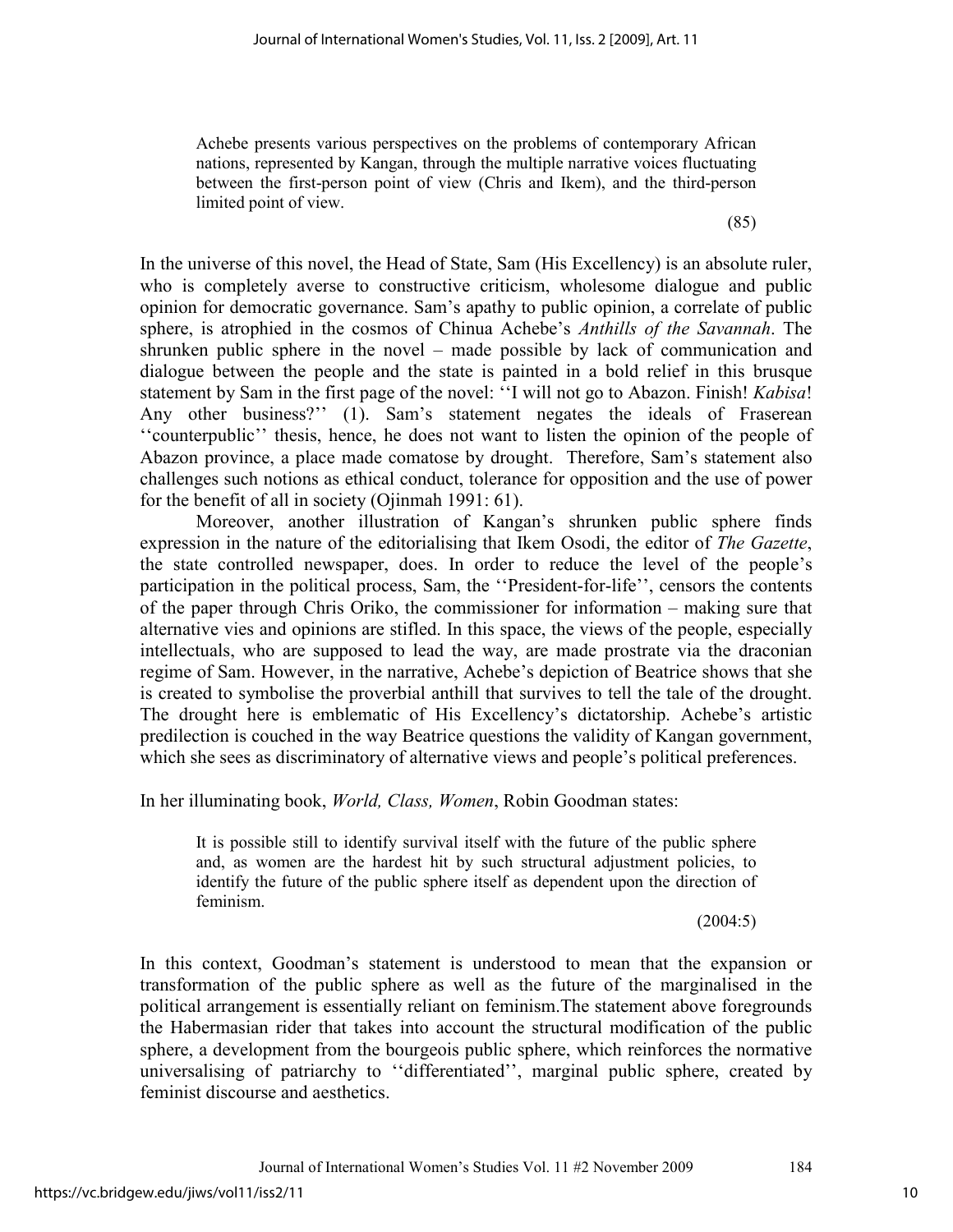> Achebe presents various perspectives on the problems of contemporary African nations, represented by Kangan, through the multiple narrative voices fluctuating between the first-person point of view (Chris and Ikem), and the third-person limited point of view.
>
> (85)

In the universe of this novel, the Head of State, Sam (His Excellency) is an absolute ruler, who is completely averse to constructive criticism, wholesome dialogue and public opinion for democratic governance. Sam's apathy to public opinion, a correlate of public sphere, is atrophied in the cosmos of Chinua Achebe's *Anthills of the Savannah*. The shrunken public sphere in the novel – made possible by lack of communication and dialogue between the people and the state is painted in a bold relief in this brusque statement by Sam in the first page of the novel: ''I will not go to Abazon. Finish! *Kabisa*! Any other business?'' (1). Sam's statement negates the ideals of Fraserean ''counterpublic'' thesis, hence, he does not want to listen the opinion of the people of Abazon province, a place made comatose by drought. Therefore, Sam's statement also challenges such notions as ethical conduct, tolerance for opposition and the use of power for the benefit of all in society (Ojinmah 1991: 61).

Moreover, another illustration of Kangan's shrunken public sphere finds expression in the nature of the editorialising that Ikem Osodi, the editor of *The Gazette*, the state controlled newspaper, does. In order to reduce the level of the people's participation in the political process, Sam, the ''President-for-life'', censors the contents of the paper through Chris Oriko, the commissioner for information – making sure that alternative vies and opinions are stifled. In this space, the views of the people, especially intellectuals, who are supposed to lead the way, are made prostrate via the draconian regime of Sam. However, in the narrative, Achebe's depiction of Beatrice shows that she is created to symbolise the proverbial anthill that survives to tell the tale of the drought. The drought here is emblematic of His Excellency's dictatorship. Achebe's artistic predilection is couched in the way Beatrice questions the validity of Kangan government, which she sees as discriminatory of alternative views and people's political preferences.

In her illuminating book, *World, Class, Women*, Robin Goodman states:

> It is possible still to identify survival itself with the future of the public sphere and, as women are the hardest hit by such structural adjustment policies, to identify the future of the public sphere itself as dependent upon the direction of feminism.
>
> (2004:5)

In this context, Goodman's statement is understood to mean that the expansion or transformation of the public sphere as well as the future of the marginalised in the political arrangement is essentially reliant on feminism.The statement above foregrounds the Habermasian rider that takes into account the structural modification of the public sphere, a development from the bourgeois public sphere, which reinforces the normative universalising of patriarchy to ''differentiated'', marginal public sphere, created by feminist discourse and aesthetics.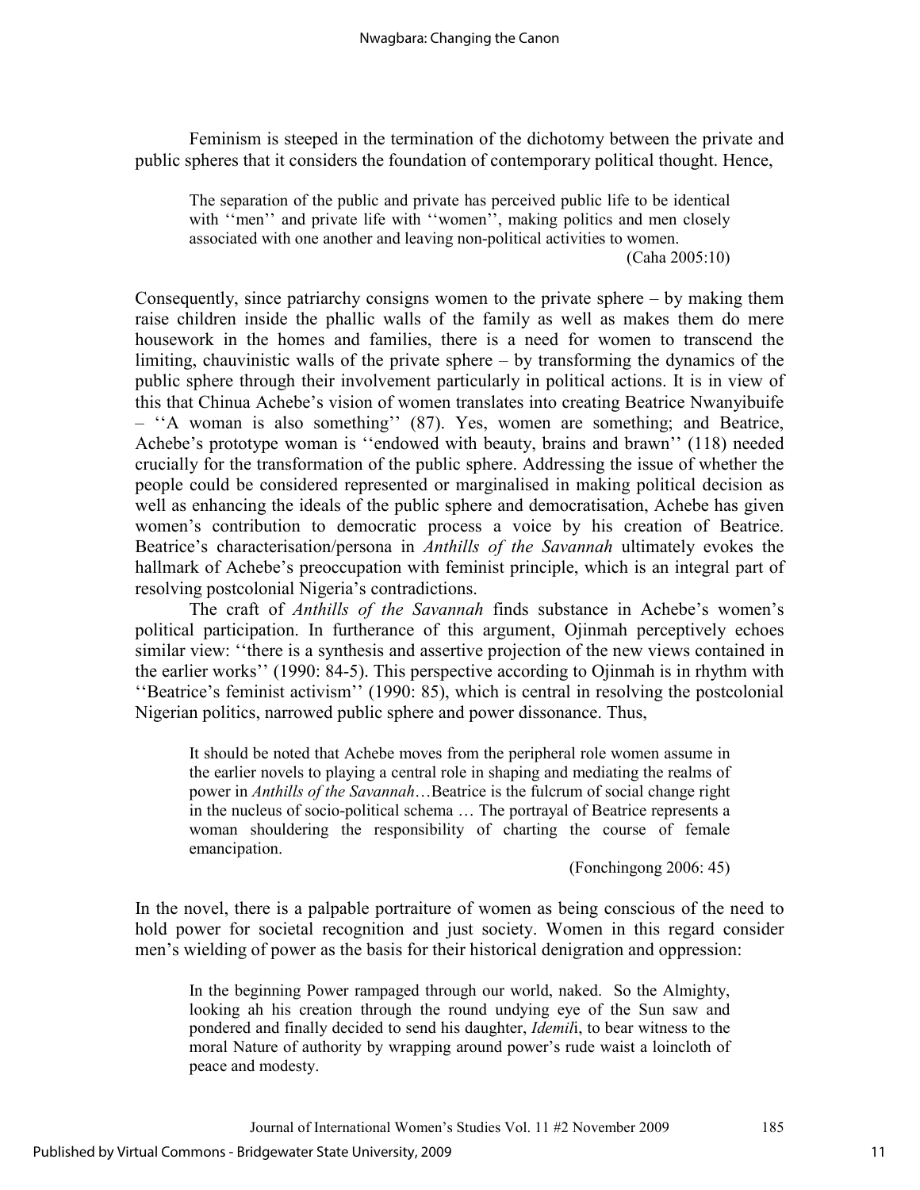Feminism is steeped in the termination of the dichotomy between the private and public spheres that it considers the foundation of contemporary political thought. Hence,

> The separation of the public and private has perceived public life to be identical with ''men'' and private life with ''women'', making politics and men closely associated with one another and leaving non-political activities to women.
>
> (Caha 2005:10)

Consequently, since patriarchy consigns women to the private sphere – by making them raise children inside the phallic walls of the family as well as makes them do mere housework in the homes and families, there is a need for women to transcend the limiting, chauvinistic walls of the private sphere – by transforming the dynamics of the public sphere through their involvement particularly in political actions. It is in view of this that Chinua Achebe's vision of women translates into creating Beatrice Nwanyibuife – ''A woman is also something'' (87). Yes, women are something; and Beatrice, Achebe's prototype woman is ''endowed with beauty, brains and brawn'' (118) needed crucially for the transformation of the public sphere. Addressing the issue of whether the people could be considered represented or marginalised in making political decision as well as enhancing the ideals of the public sphere and democratisation, Achebe has given women's contribution to democratic process a voice by his creation of Beatrice. Beatrice's characterisation/persona in *Anthills of the Savannah* ultimately evokes the hallmark of Achebe's preoccupation with feminist principle, which is an integral part of resolving postcolonial Nigeria's contradictions.

The craft of *Anthills of the Savannah* finds substance in Achebe's women's political participation. In furtherance of this argument, Ojinmah perceptively echoes similar view: ''there is a synthesis and assertive projection of the new views contained in the earlier works'' (1990: 84-5). This perspective according to Ojinmah is in rhythm with ''Beatrice's feminist activism'' (1990: 85), which is central in resolving the postcolonial Nigerian politics, narrowed public sphere and power dissonance. Thus,

> It should be noted that Achebe moves from the peripheral role women assume in the earlier novels to playing a central role in shaping and mediating the realms of power in *Anthills of the Savannah*…Beatrice is the fulcrum of social change right in the nucleus of socio-political schema … The portrayal of Beatrice represents a woman shouldering the responsibility of charting the course of female emancipation.
>
> (Fonchingong 2006: 45)

In the novel, there is a palpable portraiture of women as being conscious of the need to hold power for societal recognition and just society. Women in this regard consider men's wielding of power as the basis for their historical denigration and oppression:

> In the beginning Power rampaged through our world, naked. So the Almighty, looking ah his creation through the round undying eye of the Sun saw and pondered and finally decided to send his daughter, *Idemil*i, to bear witness to the moral Nature of authority by wrapping around power's rude waist a loincloth of peace and modesty.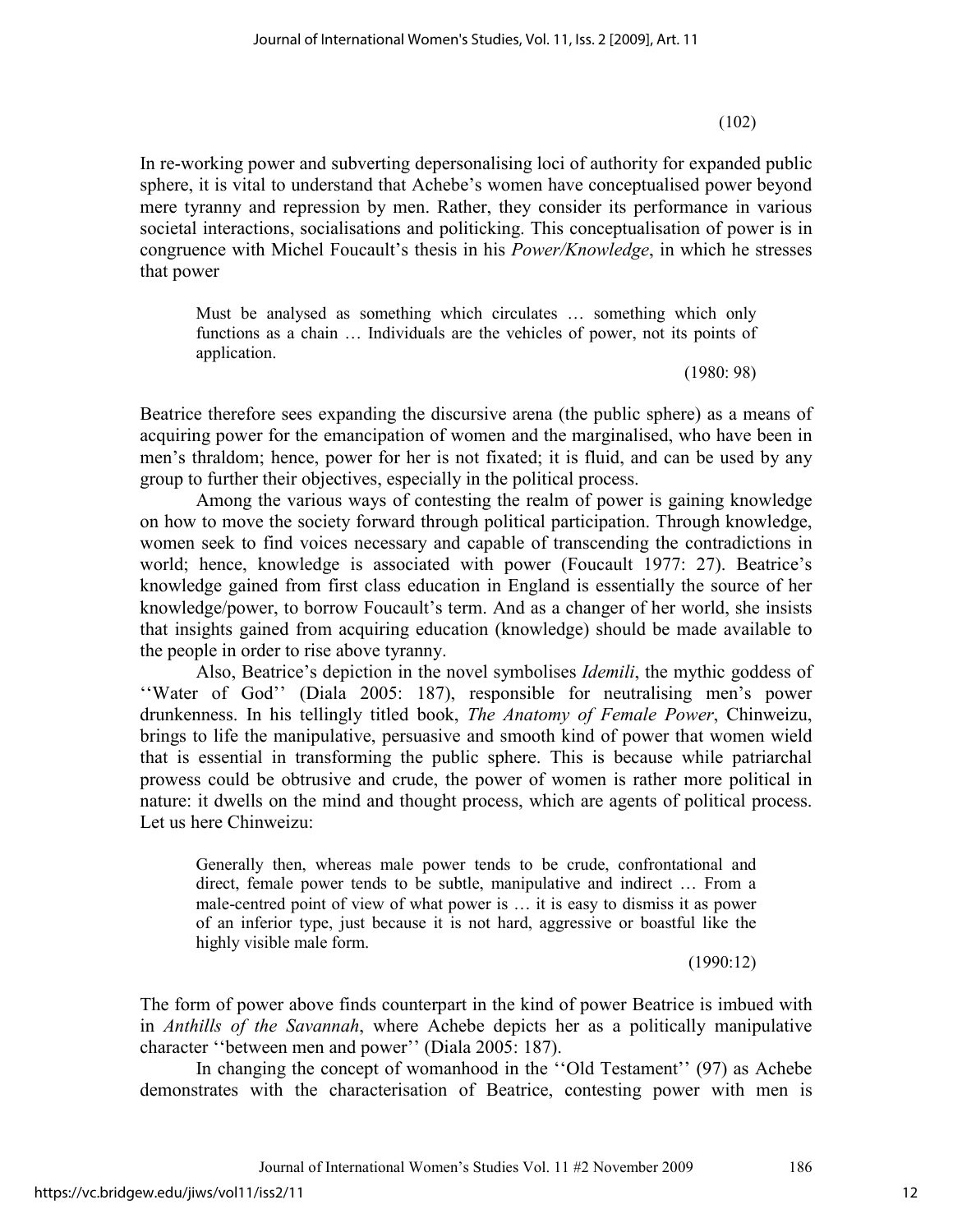(102)

In re-working power and subverting depersonalising loci of authority for expanded public sphere, it is vital to understand that Achebe's women have conceptualised power beyond mere tyranny and repression by men. Rather, they consider its performance in various societal interactions, socialisations and politicking. This conceptualisation of power is in congruence with Michel Foucault's thesis in his *Power/Knowledge*, in which he stresses that power

> Must be analysed as something which circulates … something which only functions as a chain … Individuals are the vehicles of power, not its points of application.
>
> (1980: 98)

Beatrice therefore sees expanding the discursive arena (the public sphere) as a means of acquiring power for the emancipation of women and the marginalised, who have been in men's thraldom; hence, power for her is not fixated; it is fluid, and can be used by any group to further their objectives, especially in the political process.

Among the various ways of contesting the realm of power is gaining knowledge on how to move the society forward through political participation. Through knowledge, women seek to find voices necessary and capable of transcending the contradictions in world; hence, knowledge is associated with power (Foucault 1977: 27). Beatrice's knowledge gained from first class education in England is essentially the source of her knowledge/power, to borrow Foucault's term. And as a changer of her world, she insists that insights gained from acquiring education (knowledge) should be made available to the people in order to rise above tyranny.

Also, Beatrice's depiction in the novel symbolises *Idemili*, the mythic goddess of ''Water of God'' (Diala 2005: 187), responsible for neutralising men's power drunkenness. In his tellingly titled book, *The Anatomy of Female Power*, Chinweizu, brings to life the manipulative, persuasive and smooth kind of power that women wield that is essential in transforming the public sphere. This is because while patriarchal prowess could be obtrusive and crude, the power of women is rather more political in nature: it dwells on the mind and thought process, which are agents of political process. Let us here Chinweizu:

> Generally then, whereas male power tends to be crude, confrontational and direct, female power tends to be subtle, manipulative and indirect … From a male-centred point of view of what power is … it is easy to dismiss it as power of an inferior type, just because it is not hard, aggressive or boastful like the highly visible male form.
>
> (1990:12)

The form of power above finds counterpart in the kind of power Beatrice is imbued with in *Anthills of the Savannah*, where Achebe depicts her as a politically manipulative character ''between men and power'' (Diala 2005: 187).

In changing the concept of womanhood in the ''Old Testament'' (97) as Achebe demonstrates with the characterisation of Beatrice, contesting power with men is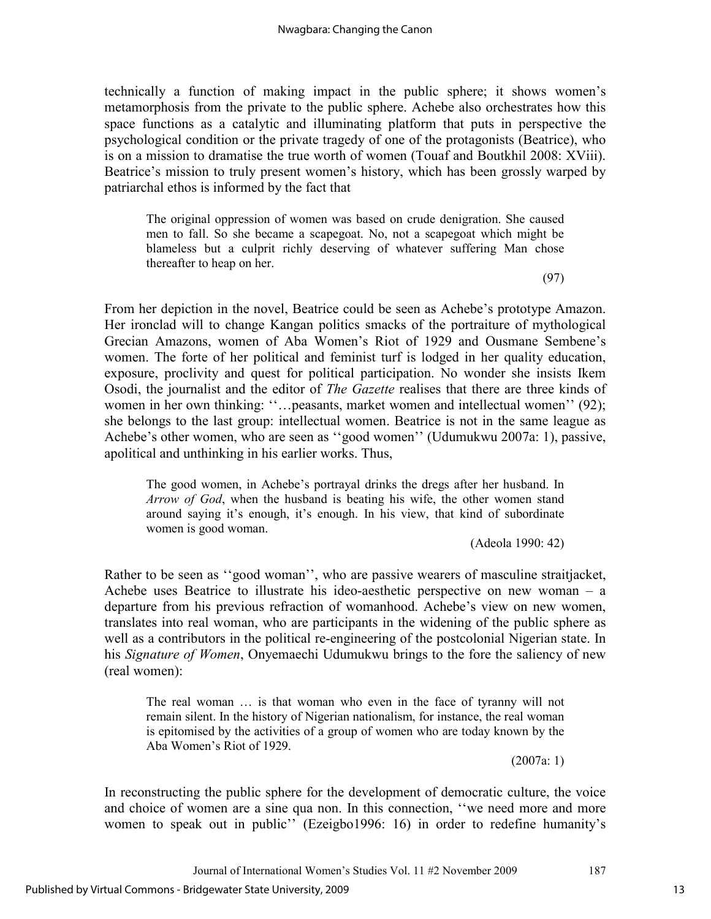technically a function of making impact in the public sphere; it shows women's metamorphosis from the private to the public sphere. Achebe also orchestrates how this space functions as a catalytic and illuminating platform that puts in perspective the psychological condition or the private tragedy of one of the protagonists (Beatrice), who is on a mission to dramatise the true worth of women (Touaf and Boutkhil 2008: XViii). Beatrice's mission to truly present women's history, which has been grossly warped by patriarchal ethos is informed by the fact that

> The original oppression of women was based on crude denigration. She caused men to fall. So she became a scapegoat. No, not a scapegoat which might be blameless but a culprit richly deserving of whatever suffering Man chose thereafter to heap on her.
>
> (97)

From her depiction in the novel, Beatrice could be seen as Achebe's prototype Amazon. Her ironclad will to change Kangan politics smacks of the portraiture of mythological Grecian Amazons, women of Aba Women's Riot of 1929 and Ousmane Sembene's women. The forte of her political and feminist turf is lodged in her quality education, exposure, proclivity and quest for political participation. No wonder she insists Ikem Osodi, the journalist and the editor of *The Gazette* realises that there are three kinds of women in her own thinking: ''…peasants, market women and intellectual women'' (92); she belongs to the last group: intellectual women. Beatrice is not in the same league as Achebe's other women, who are seen as ''good women'' (Udumukwu 2007a: 1), passive, apolitical and unthinking in his earlier works. Thus,

> The good women, in Achebe's portrayal drinks the dregs after her husband. In *Arrow of God*, when the husband is beating his wife, the other women stand around saying it's enough, it's enough. In his view, that kind of subordinate women is good woman.
>
> (Adeola 1990: 42)

Rather to be seen as ''good woman'', who are passive wearers of masculine straitjacket, Achebe uses Beatrice to illustrate his ideo-aesthetic perspective on new woman – a departure from his previous refraction of womanhood. Achebe's view on new women, translates into real woman, who are participants in the widening of the public sphere as well as a contributors in the political re-engineering of the postcolonial Nigerian state. In his *Signature of Women*, Onyemaechi Udumukwu brings to the fore the saliency of new (real women):

> The real woman … is that woman who even in the face of tyranny will not remain silent. In the history of Nigerian nationalism, for instance, the real woman is epitomised by the activities of a group of women who are today known by the Aba Women's Riot of 1929.
>
> (2007a: 1)

In reconstructing the public sphere for the development of democratic culture, the voice and choice of women are a sine qua non. In this connection, ''we need more and more women to speak out in public'' (Ezeigbo1996: 16) in order to redefine humanity's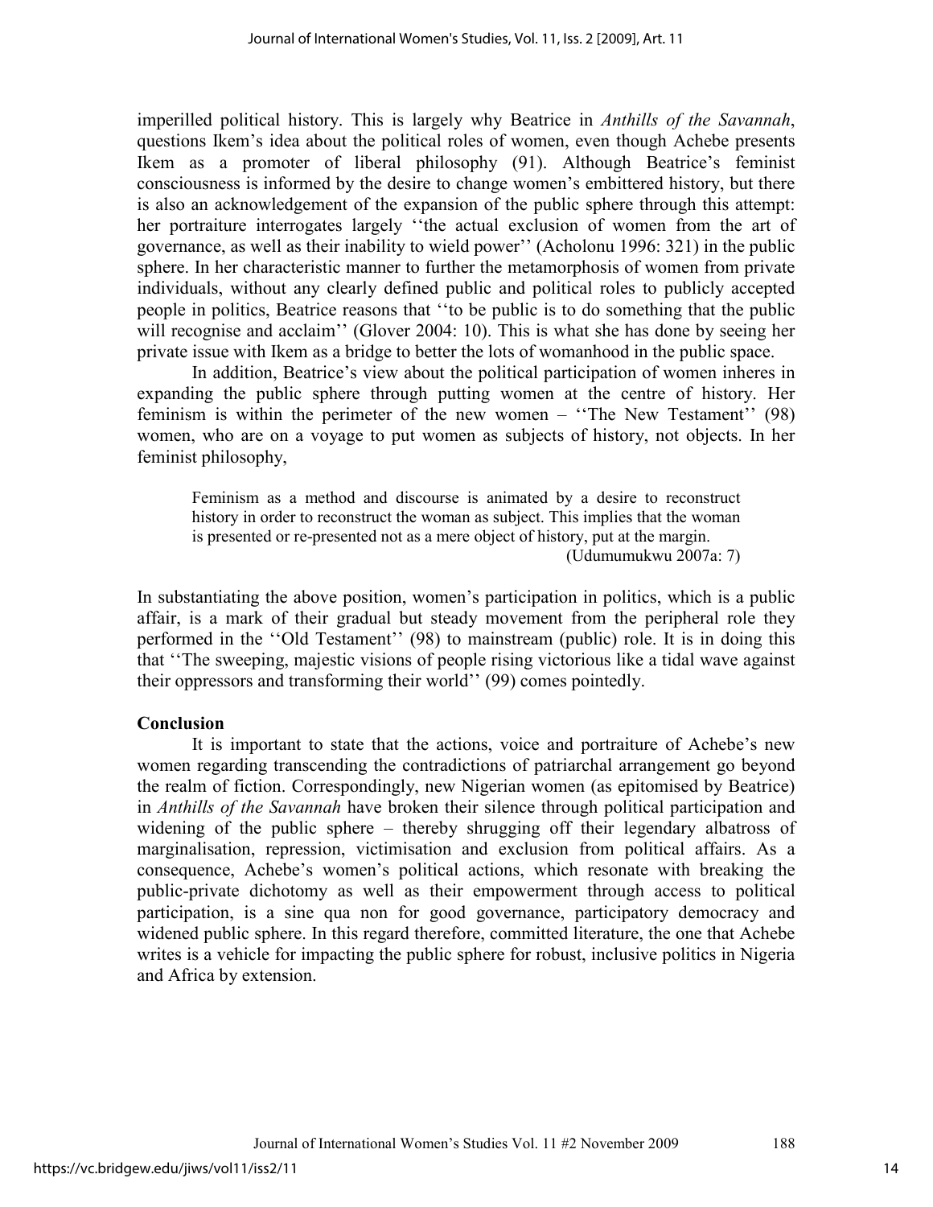imperilled political history. This is largely why Beatrice in *Anthills of the Savannah*, questions Ikem's idea about the political roles of women, even though Achebe presents Ikem as a promoter of liberal philosophy (91). Although Beatrice's feminist consciousness is informed by the desire to change women's embittered history, but there is also an acknowledgement of the expansion of the public sphere through this attempt: her portraiture interrogates largely ''the actual exclusion of women from the art of governance, as well as their inability to wield power'' (Acholonu 1996: 321) in the public sphere. In her characteristic manner to further the metamorphosis of women from private individuals, without any clearly defined public and political roles to publicly accepted people in politics, Beatrice reasons that ''to be public is to do something that the public will recognise and acclaim'' (Glover 2004: 10). This is what she has done by seeing her private issue with Ikem as a bridge to better the lots of womanhood in the public space.

In addition, Beatrice's view about the political participation of women inheres in expanding the public sphere through putting women at the centre of history. Her feminism is within the perimeter of the new women – ''The New Testament'' (98) women, who are on a voyage to put women as subjects of history, not objects. In her feminist philosophy,

> Feminism as a method and discourse is animated by a desire to reconstruct history in order to reconstruct the woman as subject. This implies that the woman is presented or re-presented not as a mere object of history, put at the margin.
> (Udumumukwu 2007a: 7)

In substantiating the above position, women's participation in politics, which is a public affair, is a mark of their gradual but steady movement from the peripheral role they performed in the ''Old Testament'' (98) to mainstream (public) role. It is in doing this that ''The sweeping, majestic visions of people rising victorious like a tidal wave against their oppressors and transforming their world'' (99) comes pointedly.

## Conclusion

It is important to state that the actions, voice and portraiture of Achebe's new women regarding transcending the contradictions of patriarchal arrangement go beyond the realm of fiction. Correspondingly, new Nigerian women (as epitomised by Beatrice) in *Anthills of the Savannah* have broken their silence through political participation and widening of the public sphere – thereby shrugging off their legendary albatross of marginalisation, repression, victimisation and exclusion from political affairs. As a consequence, Achebe's women's political actions, which resonate with breaking the public-private dichotomy as well as their empowerment through access to political participation, is a sine qua non for good governance, participatory democracy and widened public sphere. In this regard therefore, committed literature, the one that Achebe writes is a vehicle for impacting the public sphere for robust, inclusive politics in Nigeria and Africa by extension.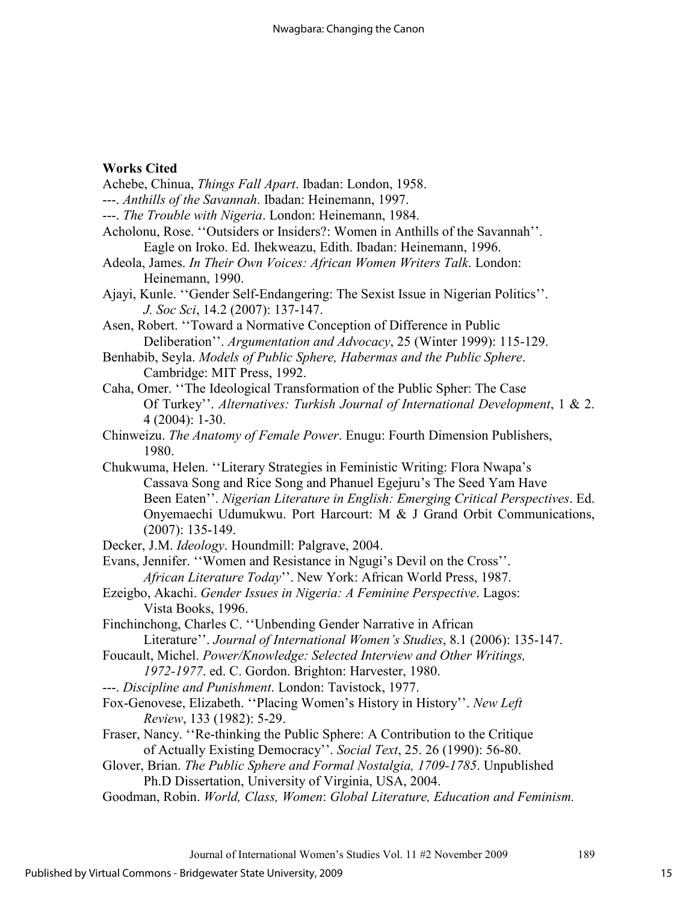**Works Cited**

Achebe, Chinua, *Things Fall Apart*. Ibadan: London, 1958.

---. *Anthills of the Savannah*. Ibadan: Heinemann, 1997.

---. *The Trouble with Nigeria*. London: Heinemann, 1984.

Acholonu, Rose. ''Outsiders or Insiders?: Women in Anthills of the Savannah''. Eagle on Iroko. Ed. Ihekweazu, Edith. Ibadan: Heinemann, 1996.

Adeola, James. *In Their Own Voices: African Women Writers Talk*. London: Heinemann, 1990.

Ajayi, Kunle. ''Gender Self-Endangering: The Sexist Issue in Nigerian Politics''. *J. Soc Sci*, 14.2 (2007): 137-147.

Asen, Robert. ''Toward a Normative Conception of Difference in Public Deliberation''. *Argumentation and Advocacy*, 25 (Winter 1999): 115-129.

Benhabib, Seyla. *Models of Public Sphere, Habermas and the Public Sphere*. Cambridge: MIT Press, 1992.

Caha, Omer. ''The Ideological Transformation of the Public Spher: The Case Of Turkey''. *Alternatives: Turkish Journal of International Development*, 1 & 2. 4 (2004): 1-30.

Chinweizu. *The Anatomy of Female Power*. Enugu: Fourth Dimension Publishers, 1980.

Chukwuma, Helen. ''Literary Strategies in Feministic Writing: Flora Nwapa's Cassava Song and Rice Song and Phanuel Egejuru's The Seed Yam Have Been Eaten''. *Nigerian Literature in English: Emerging Critical Perspectives*. Ed. Onyemaechi Udumukwu. Port Harcourt: M & J Grand Orbit Communications, (2007): 135-149.

Decker, J.M. *Ideology*. Houndmill: Palgrave, 2004.

Evans, Jennifer. ''Women and Resistance in Ngugi's Devil on the Cross''. *African Literature Today*''. New York: African World Press, 1987.

Ezeigbo, Akachi. *Gender Issues in Nigeria: A Feminine Perspective*. Lagos: Vista Books, 1996.

Finchinchong, Charles C. ''Unbending Gender Narrative in African Literature''. *Journal of International Women's Studies*, 8.1 (2006): 135-147.

Foucault, Michel. *Power/Knowledge: Selected Interview and Other Writings, 1972-1977*. ed. C. Gordon. Brighton: Harvester, 1980.

---. *Discipline and Punishment*. London: Tavistock, 1977.

Fox-Genovese, Elizabeth. ''Placing Women's History in History''. *New Left Review*, 133 (1982): 5-29.

Fraser, Nancy. ''Re-thinking the Public Sphere: A Contribution to the Critique of Actually Existing Democracy''. *Social Text*, 25. 26 (1990): 56-80.

Glover, Brian. *The Public Sphere and Formal Nostalgia, 1709-1785*. Unpublished Ph.D Dissertation, University of Virginia, USA, 2004.

Goodman, Robin. *World, Class, Women*: *Global Literature, Education and Feminism.*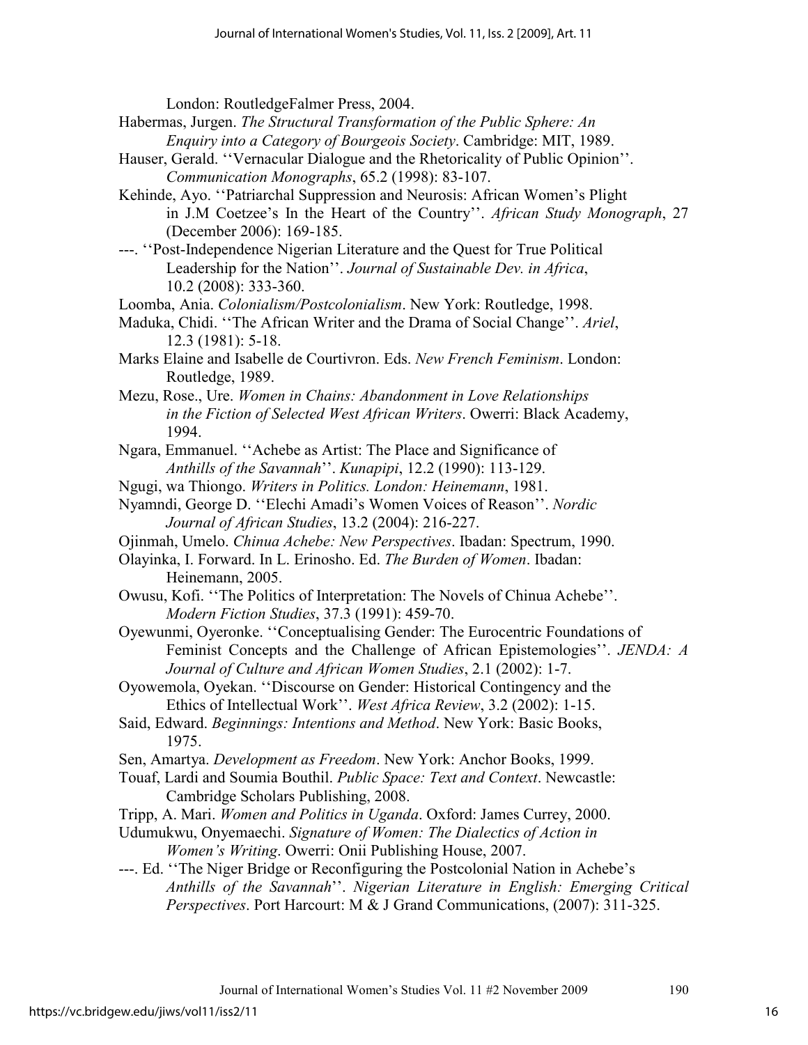London: RoutledgeFalmer Press, 2004.

Habermas, Jurgen. *The Structural Transformation of the Public Sphere: An Enquiry into a Category of Bourgeois Society*. Cambridge: MIT, 1989.

Hauser, Gerald. ''Vernacular Dialogue and the Rhetoricality of Public Opinion''. *Communication Monographs*, 65.2 (1998): 83-107.

Kehinde, Ayo. ''Patriarchal Suppression and Neurosis: African Women's Plight in J.M Coetzee's In the Heart of the Country''. *African Study Monograph*, 27 (December 2006): 169-185.

---. ''Post-Independence Nigerian Literature and the Quest for True Political Leadership for the Nation''. *Journal of Sustainable Dev. in Africa*, 10.2 (2008): 333-360.

Loomba, Ania. *Colonialism/Postcolonialism*. New York: Routledge, 1998.

Maduka, Chidi. ''The African Writer and the Drama of Social Change''. *Ariel*, 12.3 (1981): 5-18.

Marks Elaine and Isabelle de Courtivron. Eds. *New French Feminism*. London: Routledge, 1989.

Mezu, Rose., Ure. *Women in Chains: Abandonment in Love Relationships in the Fiction of Selected West African Writers*. Owerri: Black Academy, 1994.

Ngara, Emmanuel. ''Achebe as Artist: The Place and Significance of *Anthills of the Savannah*''. *Kunapipi*, 12.2 (1990): 113-129.

Ngugi, wa Thiongo. *Writers in Politics. London: Heinemann*, 1981.

Nyamndi, George D. ''Elechi Amadi's Women Voices of Reason''. *Nordic Journal of African Studies*, 13.2 (2004): 216-227.

Ojinmah, Umelo. *Chinua Achebe: New Perspectives*. Ibadan: Spectrum, 1990.

Olayinka, I. Forward. In L. Erinosho. Ed. *The Burden of Women*. Ibadan: Heinemann, 2005.

Owusu, Kofi. ''The Politics of Interpretation: The Novels of Chinua Achebe''. *Modern Fiction Studies*, 37.3 (1991): 459-70.

Oyewunmi, Oyeronke. ''Conceptualising Gender: The Eurocentric Foundations of Feminist Concepts and the Challenge of African Epistemologies''. *JENDA: A Journal of Culture and African Women Studies*, 2.1 (2002): 1-7.

Oyowemola, Oyekan. ''Discourse on Gender: Historical Contingency and the Ethics of Intellectual Work''. *West Africa Review*, 3.2 (2002): 1-15.

Said, Edward. *Beginnings: Intentions and Method*. New York: Basic Books, 1975.

Sen, Amartya. *Development as Freedom*. New York: Anchor Books, 1999.

Touaf, Lardi and Soumia Bouthil. *Public Space: Text and Context*. Newcastle: Cambridge Scholars Publishing, 2008.

Tripp, A. Mari. *Women and Politics in Uganda*. Oxford: James Currey, 2000.

Udumukwu, Onyemaechi. *Signature of Women: The Dialectics of Action in Women's Writing*. Owerri: Onii Publishing House, 2007.

---. Ed. ''The Niger Bridge or Reconfiguring the Postcolonial Nation in Achebe's *Anthills of the Savannah*''. *Nigerian Literature in English: Emerging Critical Perspectives*. Port Harcourt: M & J Grand Communications, (2007): 311-325.